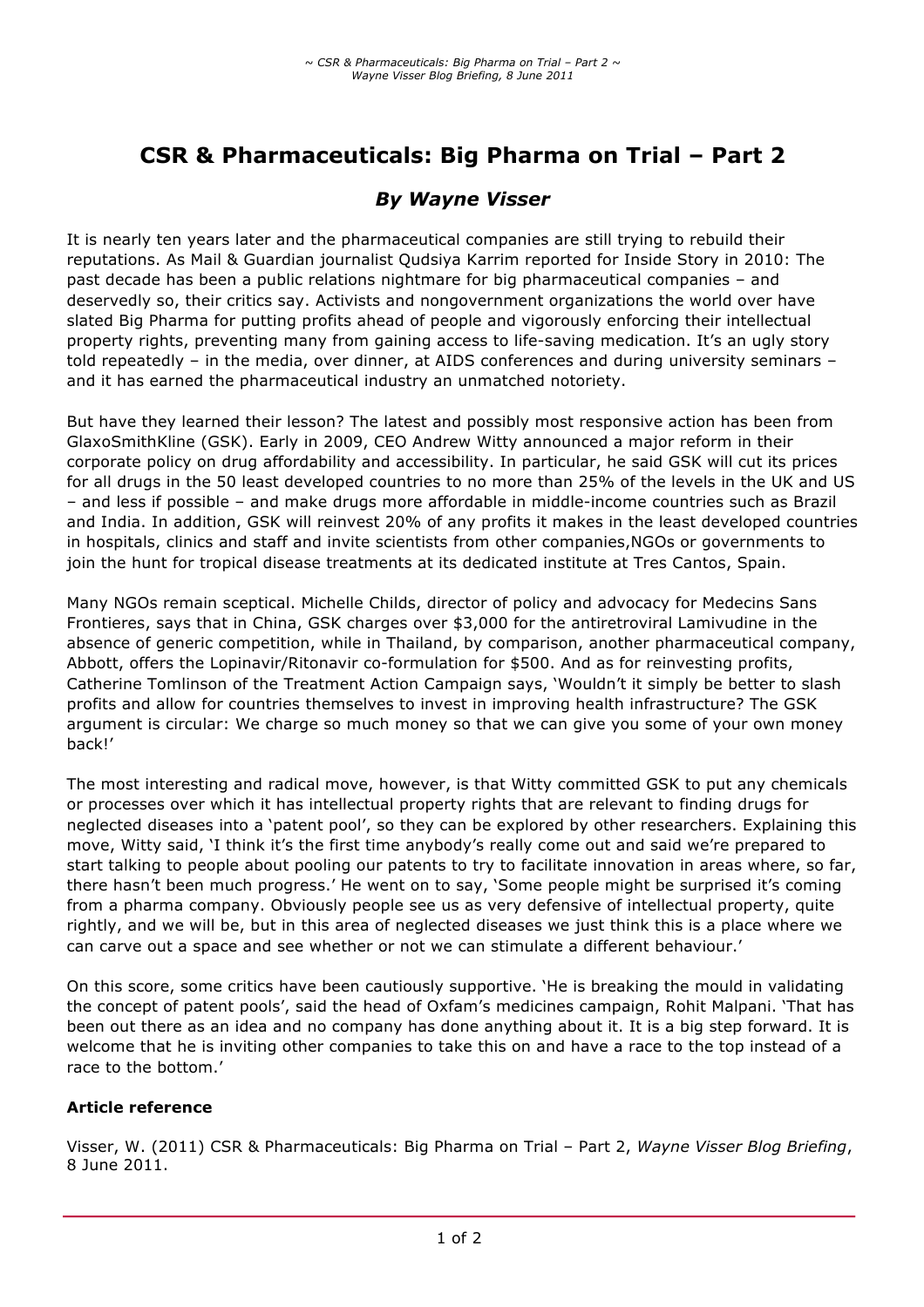# CSR & Pharmaceuticals: Big Pharma on Trial – Part 2

## *By Wayne Visser*

It is nearly ten years later and the pharmaceutical companies are still trying to rebuild their reputations. As Mail & Guardian journalist Qudsiya Karrim reported for Inside Story in 2010: The past decade has been a public relations nightmare for big pharmaceutical companies – and deservedly so, their critics say. Activists and nongovernment organizations the world over have slated Big Pharma for putting profits ahead of people and vigorously enforcing their intellectual property rights, preventing many from gaining access to life-saving medication. It's an ugly story told repeatedly – in the media, over dinner, at AIDS conferences and during university seminars – and it has earned the pharmaceutical industry an unmatched notoriety.

But have they learned their lesson? The latest and possibly most responsive action has been from GlaxoSmithKline (GSK). Early in 2009, CEO Andrew Witty announced a major reform in their corporate policy on drug affordability and accessibility. In particular, he said GSK will cut its prices for all drugs in the 50 least developed countries to no more than 25% of the levels in the UK and US – and less if possible – and make drugs more affordable in middle-income countries such as Brazil and India. In addition, GSK will reinvest 20% of any profits it makes in the least developed countries in hospitals, clinics and staff and invite scientists from other companies,NGOs or governments to join the hunt for tropical disease treatments at its dedicated institute at Tres Cantos, Spain.

Many NGOs remain sceptical. Michelle Childs, director of policy and advocacy for Medecins Sans Frontieres, says that in China, GSK charges over $3,000 for the antiretroviral Lamivudine in the absence of generic competition, while in Thailand, by comparison, another pharmaceutical company, Abbott, offers the Lopinavir/Ritonavir co-formulation for $500. And as for reinvesting profits, Catherine Tomlinson of the Treatment Action Campaign says, 'Wouldn't it simply be better to slash profits and allow for countries themselves to invest in improving health infrastructure? The GSK argument is circular: We charge so much money so that we can give you some of your own money back!'

The most interesting and radical move, however, is that Witty committed GSK to put any chemicals or processes over which it has intellectual property rights that are relevant to finding drugs for neglected diseases into a 'patent pool', so they can be explored by other researchers. Explaining this move, Witty said, 'I think it's the first time anybody's really come out and said we're prepared to start talking to people about pooling our patents to try to facilitate innovation in areas where, so far, there hasn't been much progress.' He went on to say, 'Some people might be surprised it's coming from a pharma company. Obviously people see us as very defensive of intellectual property, quite rightly, and we will be, but in this area of neglected diseases we just think this is a place where we can carve out a space and see whether or not we can stimulate a different behaviour.'

On this score, some critics have been cautiously supportive. 'He is breaking the mould in validating the concept of patent pools', said the head of Oxfam's medicines campaign, Rohit Malpani. 'That has been out there as an idea and no company has done anything about it. It is a big step forward. It is welcome that he is inviting other companies to take this on and have a race to the top instead of a race to the bottom.'

### Article reference

Visser, W. (2011) CSR & Pharmaceuticals: Big Pharma on Trial – Part 2, *Wayne Visser Blog Briefing*, 8 June 2011.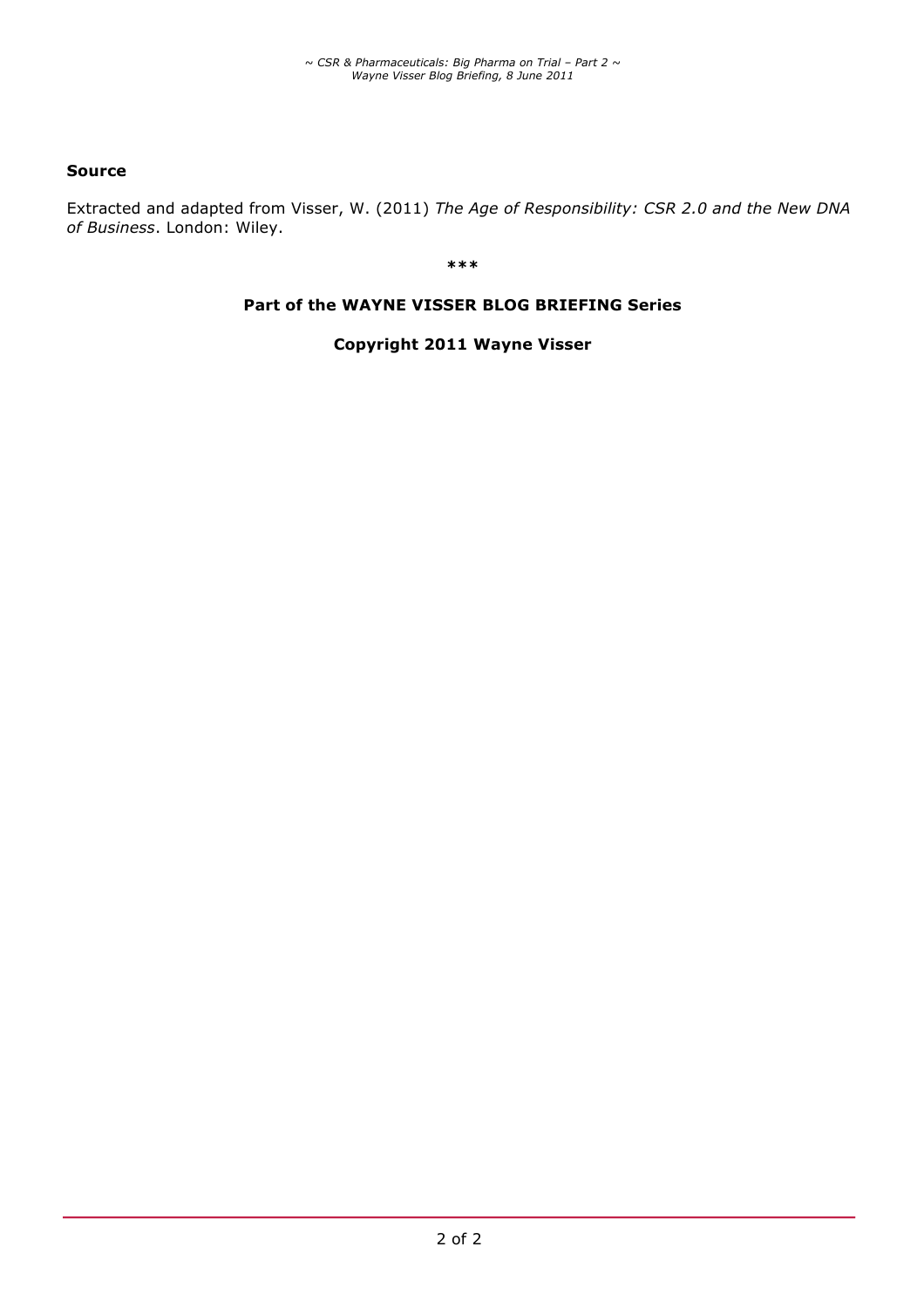### Source

Extracted and adapted from Visser, W. (2011) *The Age of Responsibility: CSR 2.0 and the New DNA of Business*. London: Wiley.

***

**Part of the WAYNE VISSER BLOG BRIEFING Series**

**Copyright 2011 Wayne Visser**